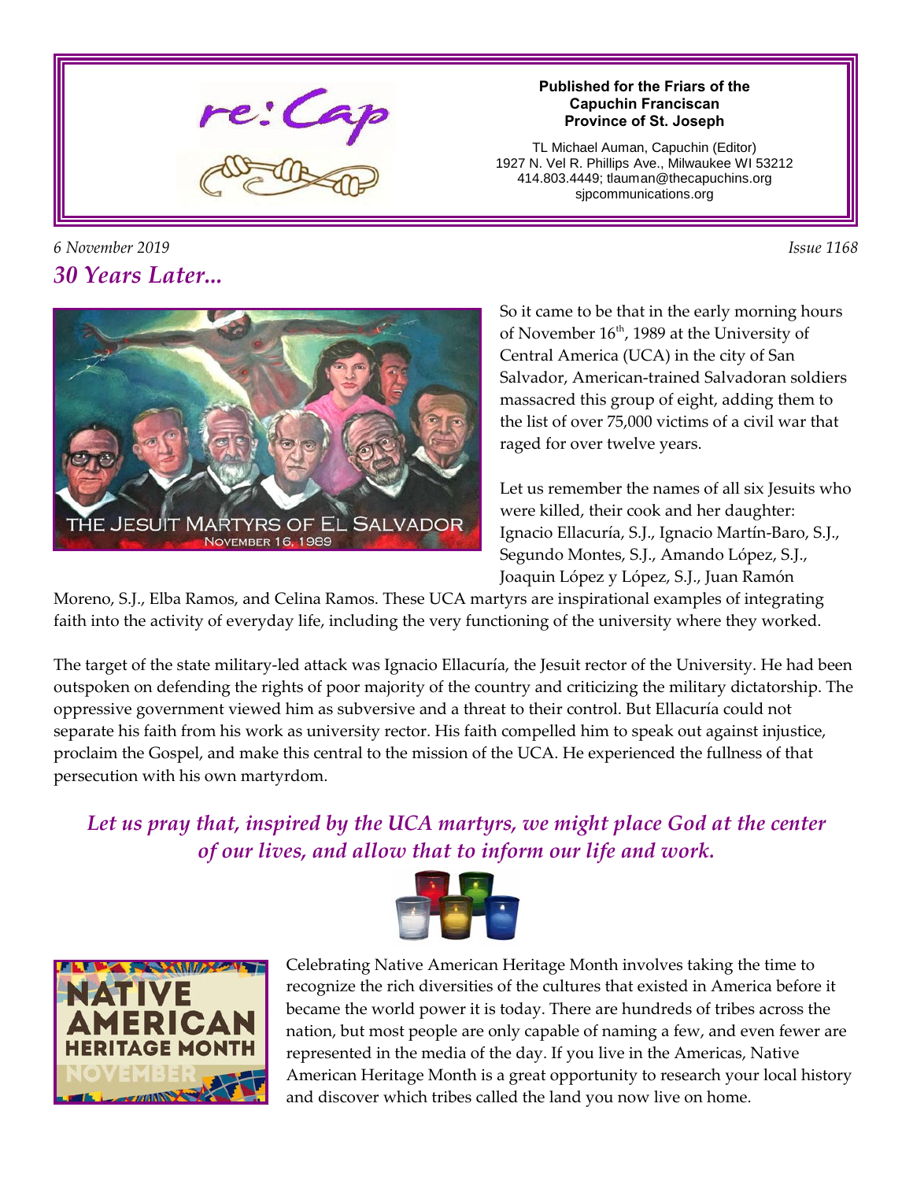# re:Cap

**Published for the Friars of the Capuchin Franciscan Province of St. Joseph**

TL Michael Auman, Capuchin (Editor)
1927 N. Vel R. Phillips Ave., Milwaukee WI 53212
414.803.4449; tlauman@thecapuchins.org
sjpcommunications.org

*6 November 2019* *Issue 1168*

## *30 Years Later...*

THE JESUIT MARTYRS OF EL SALVADOR
NOVEMBER 16, 1989

So it came to be that in the early morning hours of November 16th, 1989 at the University of Central America (UCA) in the city of San Salvador, American-trained Salvadoran soldiers massacred this group of eight, adding them to the list of over 75,000 victims of a civil war that raged for over twelve years.

Let us remember the names of all six Jesuits who were killed, their cook and her daughter: Ignacio Ellacuría, S.J., Ignacio Martín-Baro, S.J., Segundo Montes, S.J., Amando López, S.J., Joaquin López y López, S.J., Juan Ramón Moreno, S.J., Elba Ramos, and Celina Ramos. These UCA martyrs are inspirational examples of integrating faith into the activity of everyday life, including the very functioning of the university where they worked.

The target of the state military-led attack was Ignacio Ellacuría, the Jesuit rector of the University. He had been outspoken on defending the rights of poor majority of the country and criticizing the military dictatorship. The oppressive government viewed him as subversive and a threat to their control. But Ellacuría could not separate his faith from his work as university rector. His faith compelled him to speak out against injustice, proclaim the Gospel, and make this central to the mission of the UCA. He experienced the fullness of that persecution with his own martyrdom.

***Let us pray that, inspired by the UCA martyrs, we might place God at the center of our lives, and allow that to inform our life and work.***

NATIVE AMERICAN HERITAGE MONTH
NOVEMBER

Celebrating Native American Heritage Month involves taking the time to recognize the rich diversities of the cultures that existed in America before it became the world power it is today. There are hundreds of tribes across the nation, but most people are only capable of naming a few, and even fewer are represented in the media of the day. If you live in the Americas, Native American Heritage Month is a great opportunity to research your local history and discover which tribes called the land you now live on home.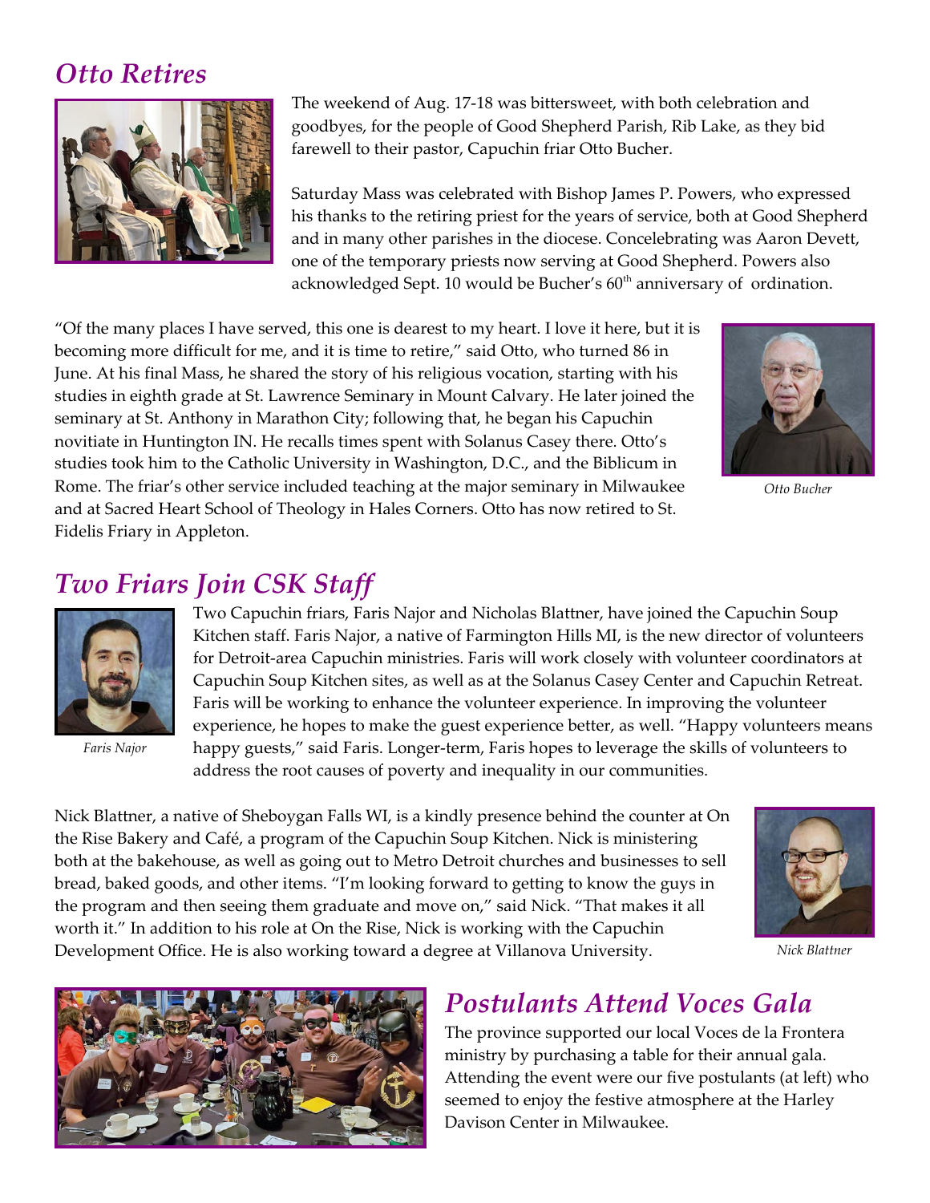## Otto Retires

The weekend of Aug. 17-18 was bittersweet, with both celebration and goodbyes, for the people of Good Shepherd Parish, Rib Lake, as they bid farewell to their pastor, Capuchin friar Otto Bucher.

Saturday Mass was celebrated with Bishop James P. Powers, who expressed his thanks to the retiring priest for the years of service, both at Good Shepherd and in many other parishes in the diocese. Concelebrating was Aaron Devett, one of the temporary priests now serving at Good Shepherd. Powers also acknowledged Sept. 10 would be Bucher's 60th anniversary of ordination.

"Of the many places I have served, this one is dearest to my heart. I love it here, but it is becoming more difficult for me, and it is time to retire," said Otto, who turned 86 in June. At his final Mass, he shared the story of his religious vocation, starting with his studies in eighth grade at St. Lawrence Seminary in Mount Calvary. He later joined the seminary at St. Anthony in Marathon City; following that, he began his Capuchin novitiate in Huntington IN. He recalls times spent with Solanus Casey there. Otto's studies took him to the Catholic University in Washington, D.C., and the Biblicum in Rome. The friar's other service included teaching at the major seminary in Milwaukee and at Sacred Heart School of Theology in Hales Corners. Otto has now retired to St. Fidelis Friary in Appleton.

*Otto Bucher*

## Two Friars Join CSK Staff

*Faris Najor*

Two Capuchin friars, Faris Najor and Nicholas Blattner, have joined the Capuchin Soup Kitchen staff. Faris Najor, a native of Farmington Hills MI, is the new director of volunteers for Detroit-area Capuchin ministries. Faris will work closely with volunteer coordinators at Capuchin Soup Kitchen sites, as well as at the Solanus Casey Center and Capuchin Retreat. Faris will be working to enhance the volunteer experience. In improving the volunteer experience, he hopes to make the guest experience better, as well. "Happy volunteers means happy guests," said Faris. Longer-term, Faris hopes to leverage the skills of volunteers to address the root causes of poverty and inequality in our communities.

Nick Blattner, a native of Sheboygan Falls WI, is a kindly presence behind the counter at On the Rise Bakery and Café, a program of the Capuchin Soup Kitchen. Nick is ministering both at the bakehouse, as well as going out to Metro Detroit churches and businesses to sell bread, baked goods, and other items. "I'm looking forward to getting to know the guys in the program and then seeing them graduate and move on," said Nick. "That makes it all worth it." In addition to his role at On the Rise, Nick is working with the Capuchin Development Office. He is also working toward a degree at Villanova University.

*Nick Blattner*

## Postulants Attend Voces Gala

The province supported our local Voces de la Frontera ministry by purchasing a table for their annual gala. Attending the event were our five postulants (at left) who seemed to enjoy the festive atmosphere at the Harley Davison Center in Milwaukee.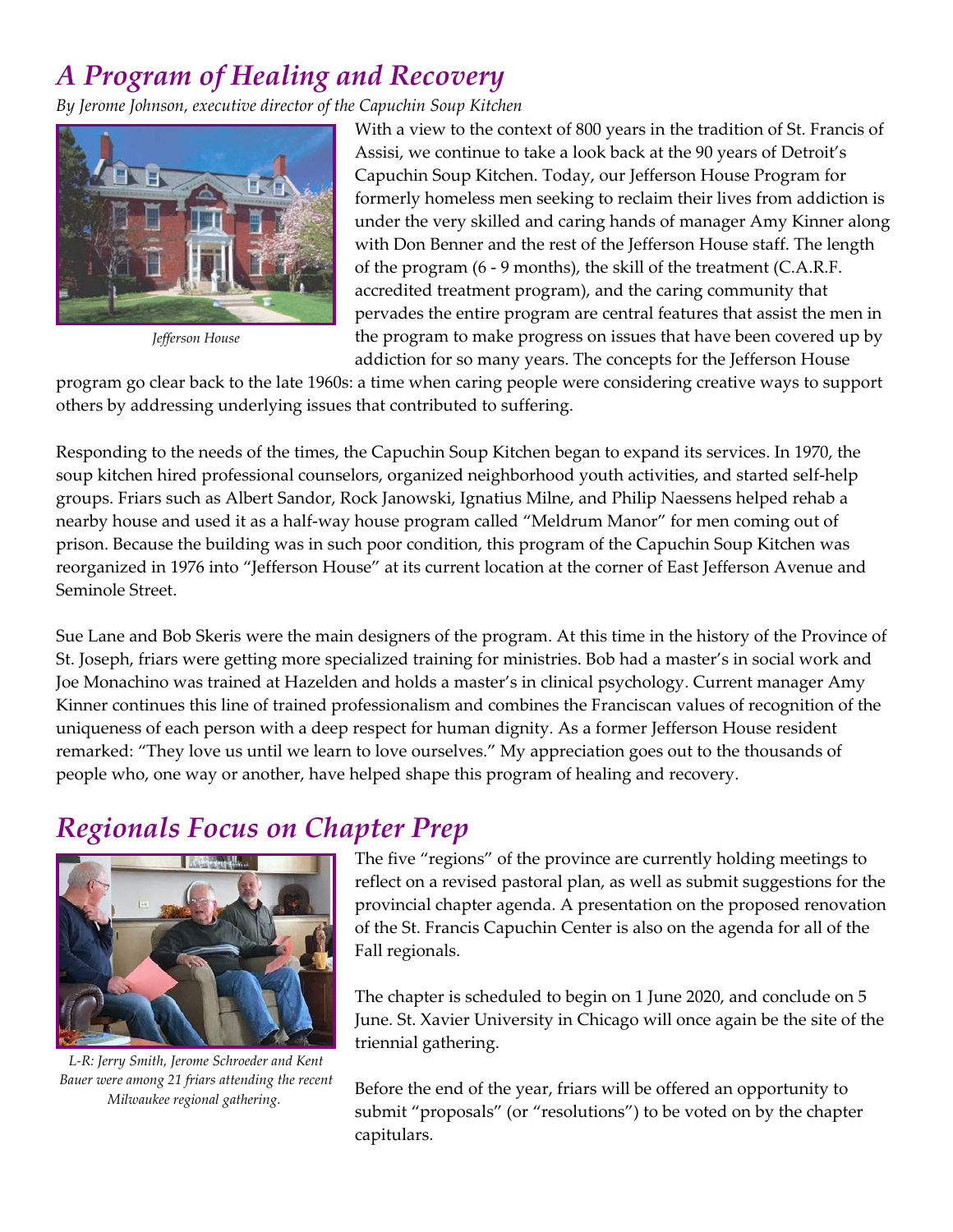## *A Program of Healing and Recovery*

*By Jerome Johnson, executive director of the Capuchin Soup Kitchen*

*Jefferson House*

With a view to the context of 800 years in the tradition of St. Francis of Assisi, we continue to take a look back at the 90 years of Detroit's Capuchin Soup Kitchen. Today, our Jefferson House Program for formerly homeless men seeking to reclaim their lives from addiction is under the very skilled and caring hands of manager Amy Kinner along with Don Benner and the rest of the Jefferson House staff. The length of the program (6 - 9 months), the skill of the treatment (C.A.R.F. accredited treatment program), and the caring community that pervades the entire program are central features that assist the men in the program to make progress on issues that have been covered up by addiction for so many years. The concepts for the Jefferson House program go clear back to the late 1960s: a time when caring people were considering creative ways to support others by addressing underlying issues that contributed to suffering.

Responding to the needs of the times, the Capuchin Soup Kitchen began to expand its services. In 1970, the soup kitchen hired professional counselors, organized neighborhood youth activities, and started self-help groups. Friars such as Albert Sandor, Rock Janowski, Ignatius Milne, and Philip Naessens helped rehab a nearby house and used it as a half-way house program called "Meldrum Manor" for men coming out of prison. Because the building was in such poor condition, this program of the Capuchin Soup Kitchen was reorganized in 1976 into "Jefferson House" at its current location at the corner of East Jefferson Avenue and Seminole Street.

Sue Lane and Bob Skeris were the main designers of the program. At this time in the history of the Province of St. Joseph, friars were getting more specialized training for ministries. Bob had a master's in social work and Joe Monachino was trained at Hazelden and holds a master's in clinical psychology. Current manager Amy Kinner continues this line of trained professionalism and combines the Franciscan values of recognition of the uniqueness of each person with a deep respect for human dignity. As a former Jefferson House resident remarked: "They love us until we learn to love ourselves." My appreciation goes out to the thousands of people who, one way or another, have helped shape this program of healing and recovery.

## *Regionals Focus on Chapter Prep*

*L-R: Jerry Smith, Jerome Schroeder and Kent Bauer were among 21 friars attending the recent Milwaukee regional gathering.*

The five "regions" of the province are currently holding meetings to reflect on a revised pastoral plan, as well as submit suggestions for the provincial chapter agenda. A presentation on the proposed renovation of the St. Francis Capuchin Center is also on the agenda for all of the Fall regionals.

The chapter is scheduled to begin on 1 June 2020, and conclude on 5 June. St. Xavier University in Chicago will once again be the site of the triennial gathering.

Before the end of the year, friars will be offered an opportunity to submit "proposals" (or "resolutions") to be voted on by the chapter capitulars.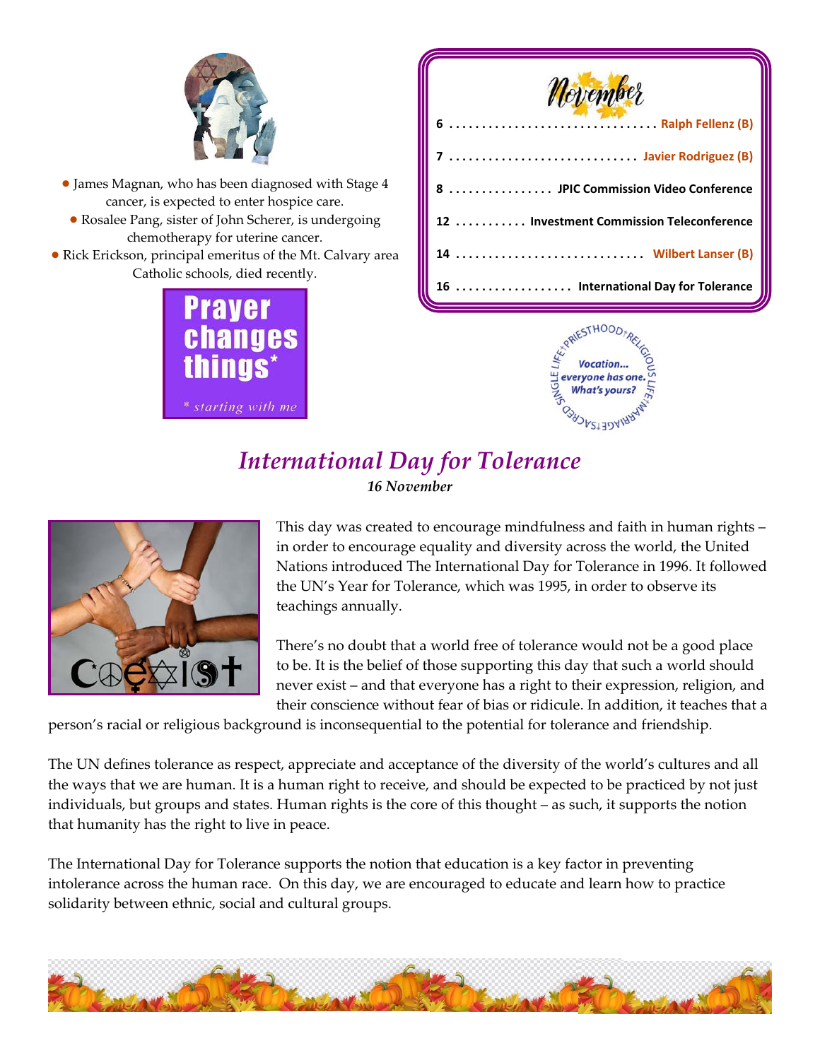- James Magnan, who has been diagnosed with Stage 4 cancer, is expected to enter hospice care.
- Rosalee Pang, sister of John Scherer, is undergoing chemotherapy for uterine cancer.
- Rick Erickson, principal emeritus of the Mt. Calvary area Catholic schools, died recently.

**Prayer changes things***

*\* starting with me*

## November

| | |
|---|---|
| 6 | Ralph Fellenz (B) |
| 7 | Javier Rodriguez (B) |
| 8 | JPIC Commission Video Conference |
| 12 | Investment Commission Teleconference |
| 14 | Wilbert Lanser (B) |
| 16 | International Day for Tolerance |

PRIESTHOOD • RELIGIOUS LIFE • MARRIAGE • SACRED SINGLE LIFE

*Vocation... everyone has one. What's yours?*

# *International Day for Tolerance*

***16 November***

This day was created to encourage mindfulness and faith in human rights – in order to encourage equality and diversity across the world, the United Nations introduced The International Day for Tolerance in 1996. It followed the UN's Year for Tolerance, which was 1995, in order to observe its teachings annually.

There's no doubt that a world free of tolerance would not be a good place to be. It is the belief of those supporting this day that such a world should never exist – and that everyone has a right to their expression, religion, and their conscience without fear of bias or ridicule. In addition, it teaches that a person's racial or religious background is inconsequential to the potential for tolerance and friendship.

The UN defines tolerance as respect, appreciate and acceptance of the diversity of the world's cultures and all the ways that we are human. It is a human right to receive, and should be expected to be practiced by not just individuals, but groups and states. Human rights is the core of this thought – as such, it supports the notion that humanity has the right to live in peace.

The International Day for Tolerance supports the notion that education is a key factor in preventing intolerance across the human race. On this day, we are encouraged to educate and learn how to practice solidarity between ethnic, social and cultural groups.